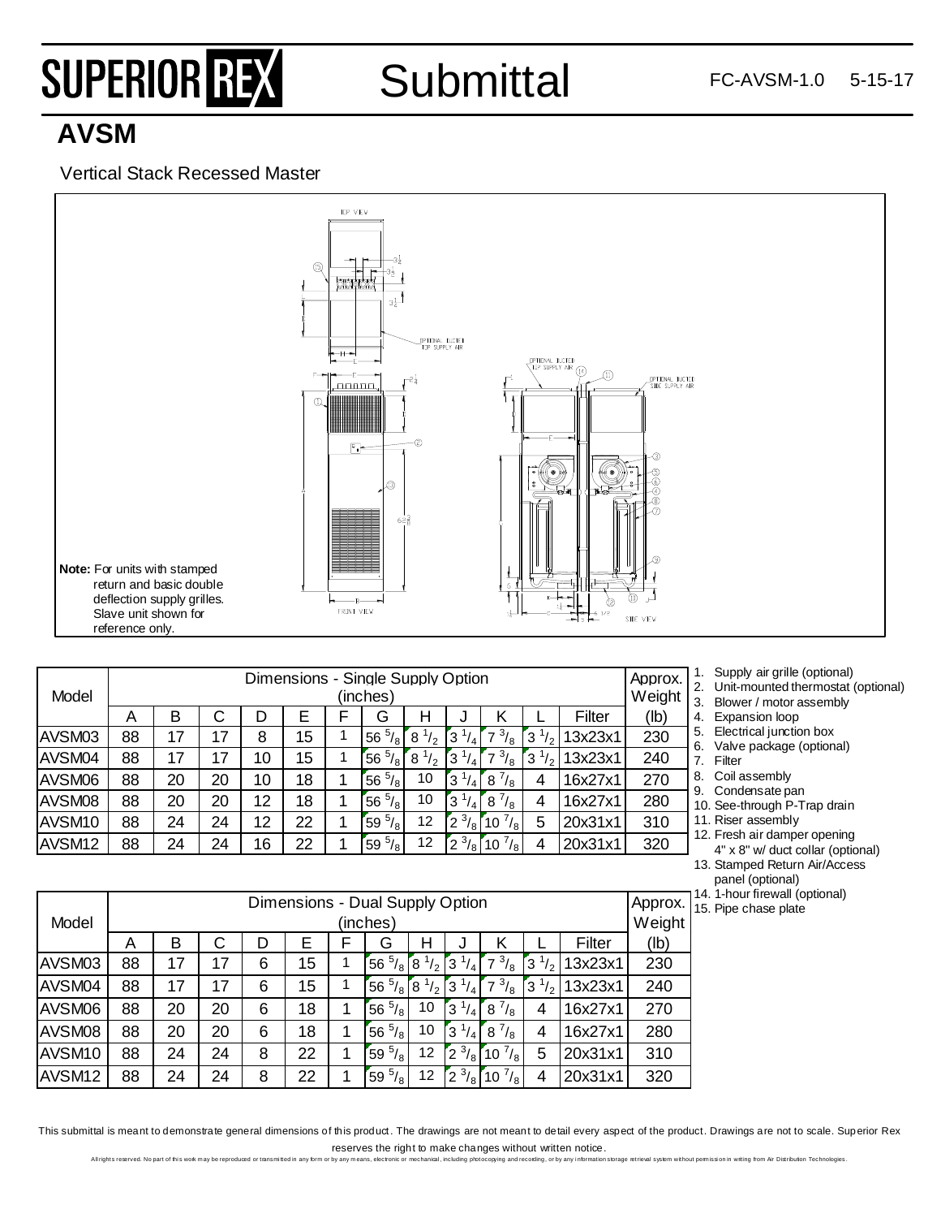# SUPERIOR REX Submittal

FC-AVSM-1.0 5-15-17

## AVSM

Vertical Stack Recessed Master

**Note:** For units with stamped return and basic double deflection supply grilles. Slave unit shown for reference only.

| Model | Dimensions - Single Supply Option (inches) | | | | | | | | | | | | Approx. Weight |
|---|---|---|---|---|---|---|---|---|---|---|---|---|---|
| | A | B | C | D | E | F | G | H | J | K | L | Filter | (lb) |
| AVSM03 | 88 | 17 | 17 | 8 | 15 | 1 | 56 5/8 | 8 1/2 | 3 1/4 | 7 3/8 | 3 1/2 | 13x23x1 | 230 |
| AVSM04 | 88 | 17 | 17 | 10 | 15 | 1 | 56 5/8 | 8 1/2 | 3 1/4 | 7 3/8 | 3 1/2 | 13x23x1 | 240 |
| AVSM06 | 88 | 20 | 20 | 10 | 18 | 1 | 56 5/8 | 10 | 3 1/4 | 8 7/8 | 4 | 16x27x1 | 270 |
| AVSM08 | 88 | 20 | 20 | 12 | 18 | 1 | 56 5/8 | 10 | 3 1/4 | 8 7/8 | 4 | 16x27x1 | 280 |
| AVSM10 | 88 | 24 | 24 | 12 | 22 | 1 | 59 5/8 | 12 | 2 3/8 | 10 7/8 | 5 | 20x31x1 | 310 |
| AVSM12 | 88 | 24 | 24 | 16 | 22 | 1 | 59 5/8 | 12 | 2 3/8 | 10 7/8 | 4 | 20x31x1 | 320 |

| Model | Dimensions - Dual Supply Option (inches) | | | | | | | | | | | | Approx. Weight |
|---|---|---|---|---|---|---|---|---|---|---|---|---|---|
| | A | B | C | D | E | F | G | H | J | K | L | Filter | (lb) |
| AVSM03 | 88 | 17 | 17 | 6 | 15 | 1 | 56 5/8 | 8 1/2 | 3 1/4 | 7 3/8 | 3 1/2 | 13x23x1 | 230 |
| AVSM04 | 88 | 17 | 17 | 6 | 15 | 1 | 56 5/8 | 8 1/2 | 3 1/4 | 7 3/8 | 3 1/2 | 13x23x1 | 240 |
| AVSM06 | 88 | 20 | 20 | 6 | 18 | 1 | 56 5/8 | 10 | 3 1/4 | 8 7/8 | 4 | 16x27x1 | 270 |
| AVSM08 | 88 | 20 | 20 | 6 | 18 | 1 | 56 5/8 | 10 | 3 1/4 | 8 7/8 | 4 | 16x27x1 | 280 |
| AVSM10 | 88 | 24 | 24 | 8 | 22 | 1 | 59 5/8 | 12 | 2 3/8 | 10 7/8 | 5 | 20x31x1 | 310 |
| AVSM12 | 88 | 24 | 24 | 8 | 22 | 1 | 59 5/8 | 12 | 2 3/8 | 10 7/8 | 4 | 20x31x1 | 320 |

1. Supply air grille (optional)
2. Unit-mounted thermostat (optional)
3. Blower / motor assembly
4. Expansion loop
5. Electrical junction box
6. Valve package (optional)
7. Filter
8. Coil assembly
9. Condensate pan
10. See-through P-Trap drain
11. Riser assembly
12. Fresh air damper opening 4" x 8" w/ duct collar (optional)
13. Stamped Return Air/Access panel (optional)
14. 1-hour firewall (optional)
15. Pipe chase plate

This submittal is meant to demonstrate general dimensions of this product. The drawings are not meant to detail every aspect of the product. Drawings are not to scale. Superior Rex reserves the right to make changes without written notice.

All rights reserved. No part of this work may be reproduced or transmitted in any form or by any means, electronic or mechanical, including photocopying and recording, or by any information storage retrieval system without permission in writing from Air Distribution Technologies.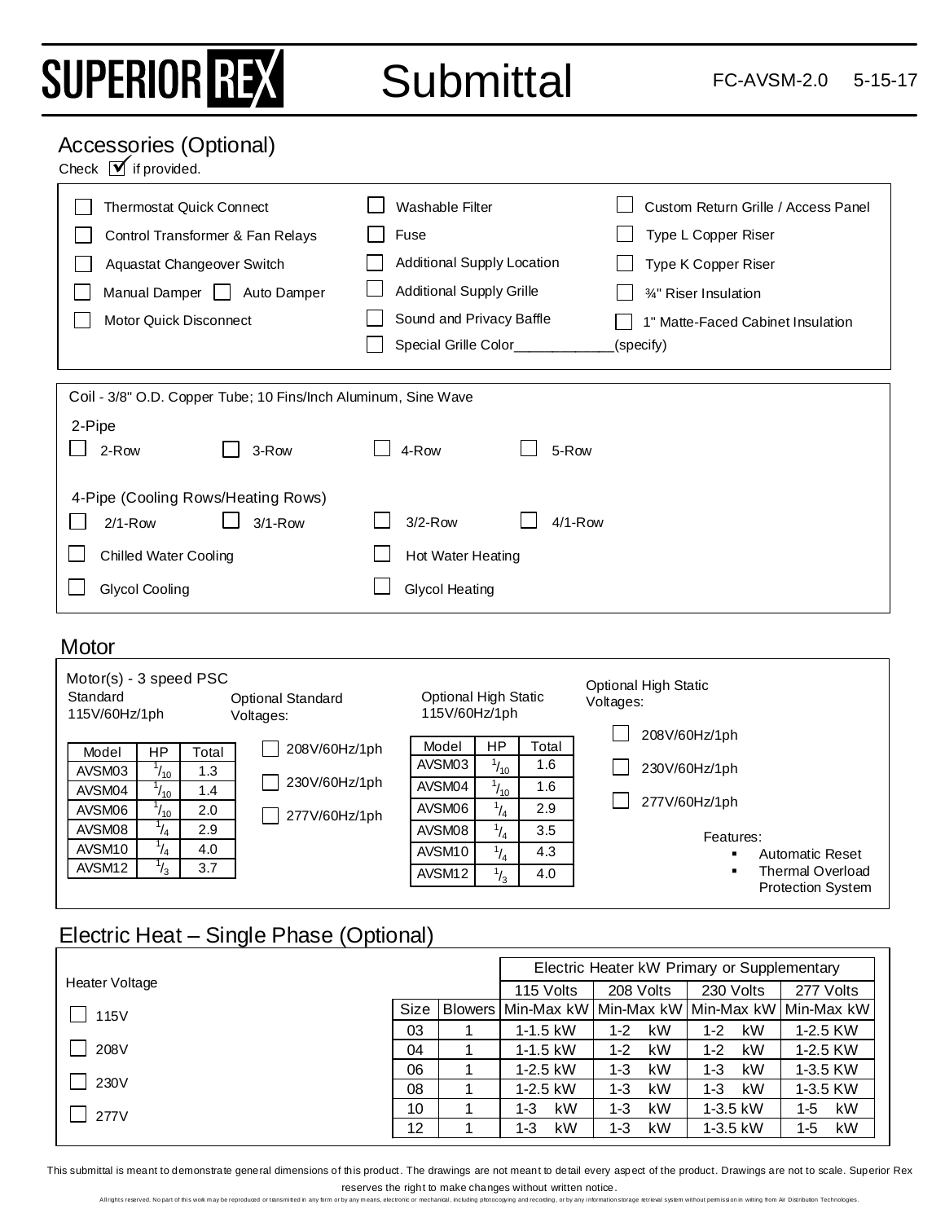# SUPERIOR REX Submittal

FC-AVSM-2.0 5-15-17

## Accessories (Optional)

Check ☑ if provided.

- ☐ Thermostat Quick Connect
- ☐ Control Transformer & Fan Relays
- ☐ Aquastat Changeover Switch
- ☐ Manual Damper ☐ Auto Damper
- ☐ Motor Quick Disconnect
- ☐ Washable Filter
- ☐ Fuse
- ☐ Additional Supply Location
- ☐ Additional Supply Grille
- ☐ Sound and Privacy Baffle
- ☐ Special Grille Color_____________(specify)
- ☐ Custom Return Grille / Access Panel
- ☐ Type L Copper Riser
- ☐ Type K Copper Riser
- ☐ ¾" Riser Insulation
- ☐ 1" Matte-Faced Cabinet Insulation

Coil - 3/8" O.D. Copper Tube; 10 Fins/Inch Aluminum, Sine Wave

2-Pipe

☐ 2-Row ☐ 3-Row ☐ 4-Row ☐ 5-Row

4-Pipe (Cooling Rows/Heating Rows)

☐ 2/1-Row ☐ 3/1-Row ☐ 3/2-Row ☐ 4/1-Row

☐ Chilled Water Cooling ☐ Hot Water Heating

☐ Glycol Cooling ☐ Glycol Heating

## Motor

Motor(s) - 3 speed PSC

Standard 115V/60Hz/1ph

| Model | HP | Total |
|---|---|---|
| AVSM03 | 1/10 | 1.3 |
| AVSM04 | 1/10 | 1.4 |
| AVSM06 | 1/10 | 2.0 |
| AVSM08 | 1/4 | 2.9 |
| AVSM10 | 1/4 | 4.0 |
| AVSM12 | 1/3 | 3.7 |

Optional Standard Voltages:

- ☐ 208V/60Hz/1ph
- ☐ 230V/60Hz/1ph
- ☐ 277V/60Hz/1ph

Optional High Static 115V/60Hz/1ph

| Model | HP | Total |
|---|---|---|
| AVSM03 | 1/10 | 1.6 |
| AVSM04 | 1/10 | 1.6 |
| AVSM06 | 1/4 | 2.9 |
| AVSM08 | 1/4 | 3.5 |
| AVSM10 | 1/4 | 4.3 |
| AVSM12 | 1/3 | 4.0 |

Optional High Static Voltages:

- ☐ 208V/60Hz/1ph
- ☐ 230V/60Hz/1ph
- ☐ 277V/60Hz/1ph

Features:

- Automatic Reset
- Thermal Overload Protection System

## Electric Heat – Single Phase (Optional)

Heater Voltage

- ☐ 115V
- ☐ 208V
- ☐ 230V
- ☐ 277V

| | | Electric Heater kW Primary or Supplementary | | | |
|---|---|---|---|---|---|
| | | 115 Volts | 208 Volts | 230 Volts | 277 Volts |
| Size | Blowers | Min-Max kW | Min-Max kW | Min-Max kW | Min-Max kW |
| 03 | 1 | 1-1.5 kW | 1-2 kW | 1-2 kW | 1-2.5 KW |
| 04 | 1 | 1-1.5 kW | 1-2 kW | 1-2 kW | 1-2.5 KW |
| 06 | 1 | 1-2.5 kW | 1-3 kW | 1-3 kW | 1-3.5 KW |
| 08 | 1 | 1-2.5 kW | 1-3 kW | 1-3 kW | 1-3.5 KW |
| 10 | 1 | 1-3 kW | 1-3 kW | 1-3.5 kW | 1-5 kW |
| 12 | 1 | 1-3 kW | 1-3 kW | 1-3.5 kW | 1-5 kW |

This submittal is meant to demonstrate general dimensions of this product. The drawings are not meant to detail every aspect of the product. Drawings are not to scale. Superior Rex reserves the right to make changes without written notice.

All rights reserved. No part of this work may be reproduced or transmitted in any form or by any means, electronic or mechanical, including photocopying and recording, or by any information storage retrieval system without permission in writing from Air Distribution Technologies.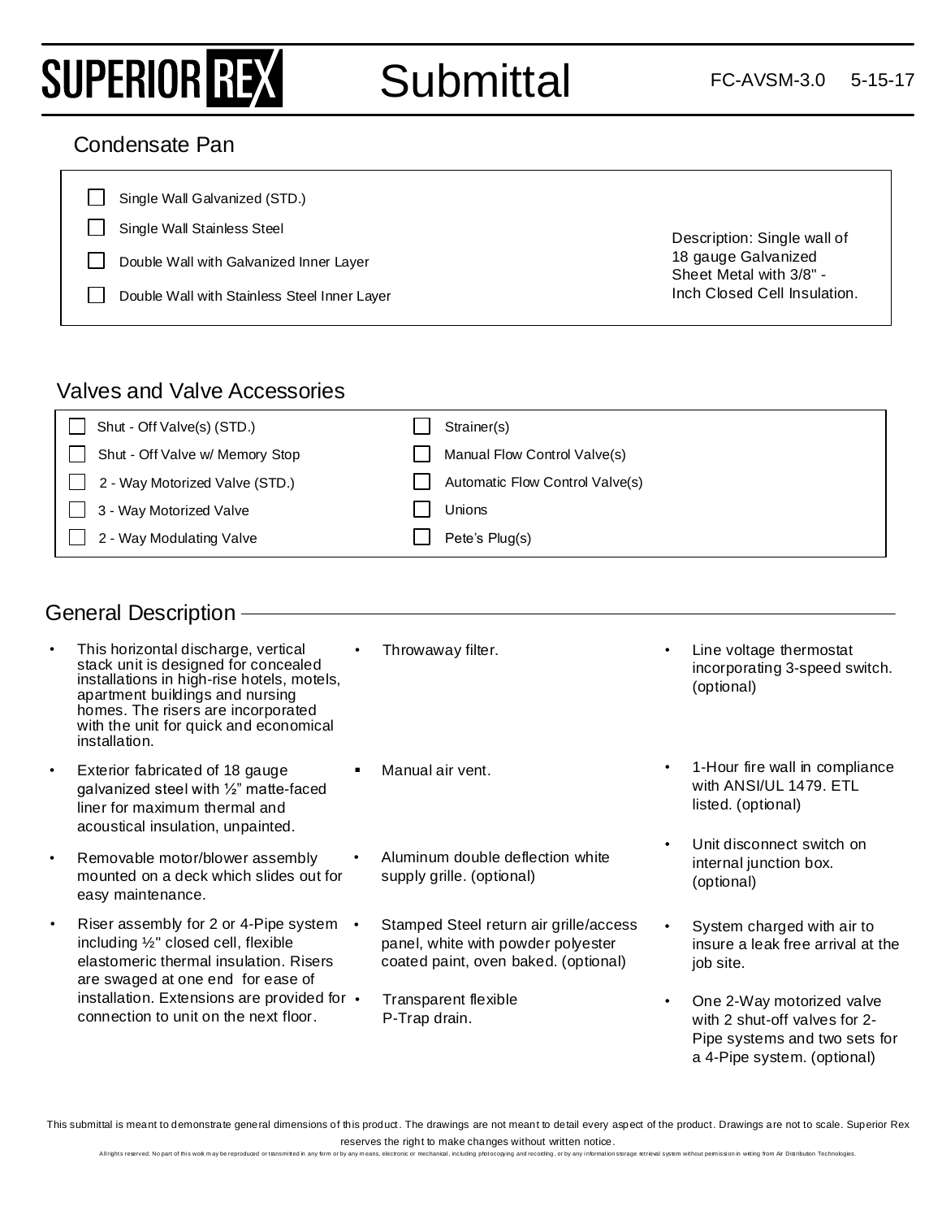# SUPERIOR REX Submittal

FC-AVSM-3.0 5-15-17

## Condensate Pan

- [ ] Single Wall Galvanized (STD.)
- [ ] Single Wall Stainless Steel
- [ ] Double Wall with Galvanized Inner Layer
- [ ] Double Wall with Stainless Steel Inner Layer

Description: Single wall of 18 gauge Galvanized Sheet Metal with 3/8" - Inch Closed Cell Insulation.

## Valves and Valve Accessories

| | |
|---|---|
| [ ] Shut - Off Valve(s) (STD.) | [ ] Strainer(s) |
| [ ] Shut - Off Valve w/ Memory Stop | [ ] Manual Flow Control Valve(s) |
| [ ] 2 - Way Motorized Valve (STD.) | [ ] Automatic Flow Control Valve(s) |
| [ ] 3 - Way Motorized Valve | [ ] Unions |
| [ ] 2 - Way Modulating Valve | [ ] Pete's Plug(s) |

## General Description

- This horizontal discharge, vertical stack unit is designed for concealed installations in high-rise hotels, motels, apartment buildings and nursing homes. The risers are incorporated with the unit for quick and economical installation.
- Exterior fabricated of 18 gauge galvanized steel with ½" matte-faced liner for maximum thermal and acoustical insulation, unpainted.
- Removable motor/blower assembly mounted on a deck which slides out for easy maintenance.
- Riser assembly for 2 or 4-Pipe system including ½" closed cell, flexible elastomeric thermal insulation. Risers are swaged at one end for ease of installation. Extensions are provided for connection to unit on the next floor.
- Throwaway filter.
- Manual air vent.
- Aluminum double deflection white supply grille. (optional)
- Stamped Steel return air grille/access panel, white with powder polyester coated paint, oven baked. (optional)
- Transparent flexible P-Trap drain.
- Line voltage thermostat incorporating 3-speed switch. (optional)
- 1-Hour fire wall in compliance with ANSI/UL 1479. ETL listed. (optional)
- Unit disconnect switch on internal junction box. (optional)
- System charged with air to insure a leak free arrival at the job site.
- One 2-Way motorized valve with 2 shut-off valves for 2-Pipe systems and two sets for a 4-Pipe system. (optional)

This submittal is meant to demonstrate general dimensions of this product. The drawings are not meant to detail every aspect of the product. Drawings are not to scale. Superior Rex reserves the right to make changes without written notice.

All rights reserved. No part of this work may be reproduced or transmitted in any form or by any means, electronic or mechanical, including photocopying and recording, or by any information storage retrieval system without permission in writing from Air Distribution Technologies.